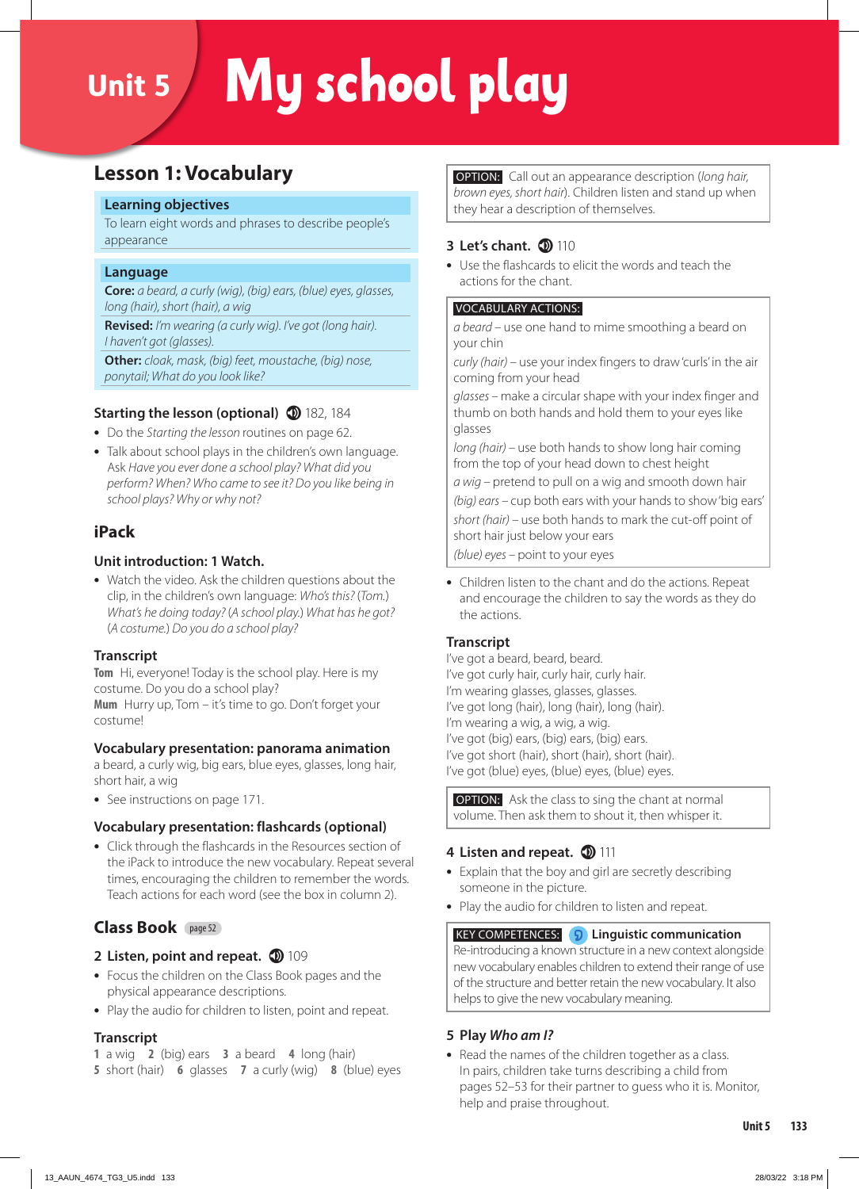# Unit 5 My school play

## Lesson 1: Vocabulary

**Learning objectives**

To learn eight words and phrases to describe people's appearance

**Language**

**Core:** *a beard, a curly (wig), (big) ears, (blue) eyes, glasses, long (hair), short (hair), a wig*

**Revised:** *I'm wearing (a curly wig). I've got (long hair). I haven't got (glasses).*

**Other:** *cloak, mask, (big) feet, moustache, (big) nose, ponytail; What do you look like?*

### Starting the lesson (optional) 182, 184

- Do the *Starting the lesson* routines on page 62.
- Talk about school plays in the children's own language. Ask *Have you ever done a school play? What did you perform? When? Who came to see it? Do you like being in school plays? Why or why not?*

## iPack

### Unit introduction: 1 Watch.

- Watch the video. Ask the children questions about the clip, in the children's own language: *Who's this?* (*Tom.*) *What's he doing today?* (*A school play.*) *What has he got?* (*A costume.*) *Do you do a school play?*

### Transcript

**Tom** Hi, everyone! Today is the school play. Here is my costume. Do you do a school play?

**Mum** Hurry up, Tom – it's time to go. Don't forget your costume!

### Vocabulary presentation: panorama animation

a beard, a curly wig, big ears, blue eyes, glasses, long hair, short hair, a wig

- See instructions on page 171.

### Vocabulary presentation: flashcards (optional)

- Click through the flashcards in the Resources section of the iPack to introduce the new vocabulary. Repeat several times, encouraging the children to remember the words. Teach actions for each word (see the box in column 2).

## Class Book page 52

### 2 Listen, point and repeat. 109

- Focus the children on the Class Book pages and the physical appearance descriptions.
- Play the audio for children to listen, point and repeat.

### Transcript

**1** a wig **2** (big) ears **3** a beard **4** long (hair)
**5** short (hair) **6** glasses **7** a curly (wig) **8** (blue) eyes

**OPTION:** Call out an appearance description (*long hair, brown eyes, short hair*). Children listen and stand up when they hear a description of themselves.

### 3 Let's chant. 110

- Use the flashcards to elicit the words and teach the actions for the chant.

**VOCABULARY ACTIONS:**

*a beard* – use one hand to mime smoothing a beard on your chin

*curly (hair)* – use your index fingers to draw 'curls' in the air coming from your head

*glasses* – make a circular shape with your index finger and thumb on both hands and hold them to your eyes like glasses

*long (hair)* – use both hands to show long hair coming from the top of your head down to chest height

*a wig* – pretend to pull on a wig and smooth down hair

*(big) ears* – cup both ears with your hands to show 'big ears'

*short (hair)* – use both hands to mark the cut-off point of short hair just below your ears

*(blue) eyes* – point to your eyes

- Children listen to the chant and do the actions. Repeat and encourage the children to say the words as they do the actions.

### Transcript

I've got a beard, beard, beard.
I've got curly hair, curly hair, curly hair.
I'm wearing glasses, glasses, glasses.
I've got long (hair), long (hair), long (hair).
I'm wearing a wig, a wig, a wig.
I've got (big) ears, (big) ears, (big) ears.
I've got short (hair), short (hair), short (hair).
I've got (blue) eyes, (blue) eyes, (blue) eyes.

**OPTION:** Ask the class to sing the chant at normal volume. Then ask them to shout it, then whisper it.

### 4 Listen and repeat. 111

- Explain that the boy and girl are secretly describing someone in the picture.
- Play the audio for children to listen and repeat.

**KEY COMPETENCES:** **Linguistic communication**

Re-introducing a known structure in a new context alongside new vocabulary enables children to extend their range of use of the structure and better retain the new vocabulary. It also helps to give the new vocabulary meaning.

### 5 Play *Who am I?*

- Read the names of the children together as a class. In pairs, children take turns describing a child from pages 52–53 for their partner to guess who it is. Monitor, help and praise throughout.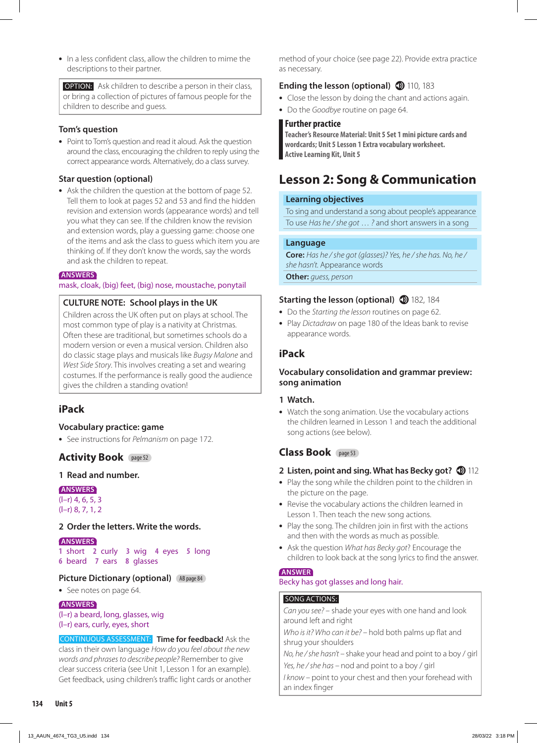- In a less confident class, allow the children to mime the descriptions to their partner.

**OPTION:** Ask children to describe a person in their class, or bring a collection of pictures of famous people for the children to describe and guess.

### Tom's question

- Point to Tom's question and read it aloud. Ask the question around the class, encouraging the children to reply using the correct appearance words. Alternatively, do a class survey.

### Star question (optional)

- Ask the children the question at the bottom of page 52. Tell them to look at pages 52 and 53 and find the hidden revision and extension words (appearance words) and tell you what they can see. If the children know the revision and extension words, play a guessing game: choose one of the items and ask the class to guess which item you are thinking of. If they don't know the words, say the words and ask the children to repeat.

**ANSWERS**
mask, cloak, (big) feet, (big) nose, moustache, ponytail

**CULTURE NOTE: School plays in the UK**
Children across the UK often put on plays at school. The most common type of play is a nativity at Christmas. Often these are traditional, but sometimes these schools do a modern version or even a musical version. Children also do classic stage plays and musicals like *Bugsy Malone* and *West Side Story*. This involves creating a set and wearing costumes. If the performance is really good the audience gives the children a standing ovation!

## iPack

### Vocabulary practice: game

- See instructions for *Pelmanism* on page 172.

## Activity Book page 52

### 1 Read and number.

**ANSWERS**
(l–r) 4, 6, 5, 3
(l–r) 8, 7, 1, 2

### 2 Order the letters. Write the words.

**ANSWERS**
1 short 2 curly 3 wig 4 eyes 5 long
6 beard 7 ears 8 glasses

### Picture Dictionary (optional) AB page 84

- See notes on page 64.

**ANSWERS**
(l–r) a beard, long, glasses, wig
(l–r) ears, curly, eyes, short

**CONTINUOUS ASSESSMENT:** **Time for feedback!** Ask the class in their own language *How do you feel about the new words and phrases to describe people?* Remember to give clear success criteria (see Unit 1, Lesson 1 for an example). Get feedback, using children's traffic light cards or another method of your choice (see page 22). Provide extra practice as necessary.

### Ending the lesson (optional) 110, 183

- Close the lesson by doing the chant and actions again.
- Do the *Goodbye* routine on page 64.

**Further practice**
**Teacher's Resource Material: Unit 5 Set 1 mini picture cards and wordcards; Unit 5 Lesson 1 Extra vocabulary worksheet.**
**Active Learning Kit, Unit 5**

# Lesson 2: Song & Communication

**Learning objectives**
To sing and understand a song about people's appearance
To use *Has he / she got … ?* and short answers in a song

**Language**
**Core:** *Has he / she got (glasses)? Yes, he / she has. No, he / she hasn't.* Appearance words
**Other:** *guess, person*

### Starting the lesson (optional) 182, 184

- Do the *Starting the lesson* routines on page 62.
- Play *Dictadraw* on page 180 of the Ideas bank to revise appearance words.

## iPack

### Vocabulary consolidation and grammar preview: song animation

### 1 Watch.

- Watch the song animation. Use the vocabulary actions the children learned in Lesson 1 and teach the additional song actions (see below).

## Class Book page 53

### 2 Listen, point and sing. What has Becky got? 112

- Play the song while the children point to the children in the picture on the page.
- Revise the vocabulary actions the children learned in Lesson 1. Then teach the new song actions.
- Play the song. The children join in first with the actions and then with the words as much as possible.
- Ask the question *What has Becky got?* Encourage the children to look back at the song lyrics to find the answer.

**ANSWER**
Becky has got glasses and long hair.

**SONG ACTIONS:**
*Can you see?* – shade your eyes with one hand and look around left and right
*Who is it? Who can it be?* – hold both palms up flat and shrug your shoulders
*No, he / she hasn't* – shake your head and point to a boy / girl
*Yes, he / she has* – nod and point to a boy / girl
*I know* – point to your chest and then your forehead with an index finger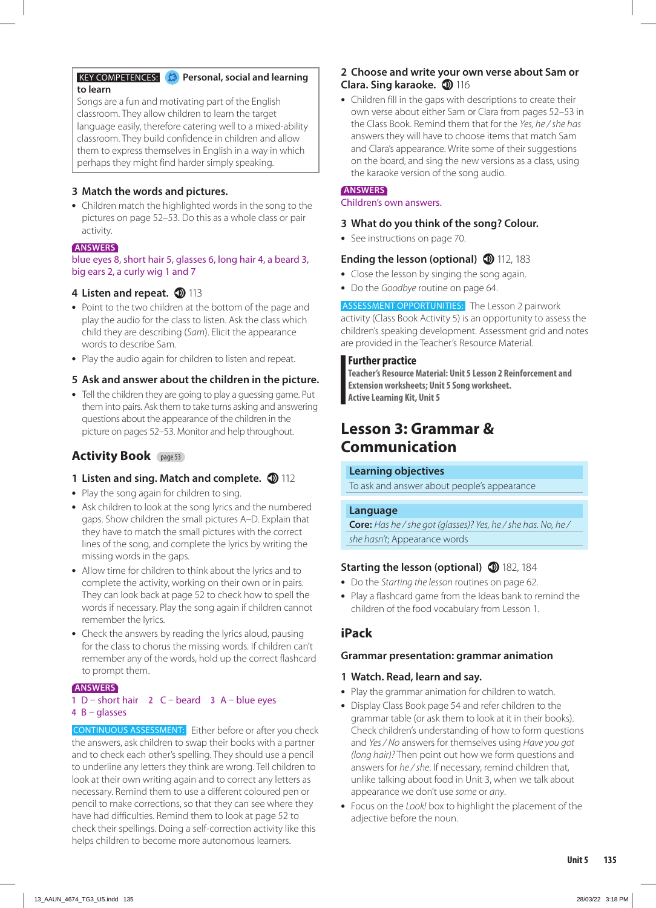**KEY COMPETENCES:** **Personal, social and learning to learn**
Songs are a fun and motivating part of the English classroom. They allow children to learn the target language easily, therefore catering well to a mixed-ability classroom. They build confidence in children and allow them to express themselves in English in a way in which perhaps they might find harder simply speaking.

### 3 Match the words and pictures.

- Children match the highlighted words in the song to the pictures on page 52–53. Do this as a whole class or pair activity.

**ANSWERS**
blue eyes 8, short hair 5, glasses 6, long hair 4, a beard 3, big ears 2, a curly wig 1 and 7

### 4 Listen and repeat. 113

- Point to the two children at the bottom of the page and play the audio for the class to listen. Ask the class which child they are describing (*Sam*). Elicit the appearance words to describe Sam.
- Play the audio again for children to listen and repeat.

### 5 Ask and answer about the children in the picture.

- Tell the children they are going to play a guessing game. Put them into pairs. Ask them to take turns asking and answering questions about the appearance of the children in the picture on pages 52–53. Monitor and help throughout.

## Activity Book page 53

### 1 Listen and sing. Match and complete. 112

- Play the song again for children to sing.
- Ask children to look at the song lyrics and the numbered gaps. Show children the small pictures A–D. Explain that they have to match the small pictures with the correct lines of the song, and complete the lyrics by writing the missing words in the gaps.
- Allow time for children to think about the lyrics and to complete the activity, either working on their own or in pairs. They can look back at page 52 to check how to spell the words if necessary. Play the song again if children cannot remember the lyrics.
- Check the answers by reading the lyrics aloud, pausing for the class to chorus the missing words. If children can't remember any of the words, hold up the correct flashcard to prompt them.

**ANSWERS**
1 D – short hair 2 C – beard 3 A – blue eyes
4 B – glasses

**CONTINUOUS ASSESSMENT:** Either before or after you check the answers, ask children to swap their books with a partner and to check each other's spelling. They should use a pencil to underline any letters they think are wrong. Tell children to look at their own writing again and to correct any letters as necessary. Remind them to use a different coloured pen or pencil to make corrections, so that they can see where they have had difficulties. Remind them to look at page 52 to check their spellings. Doing a self-correction activity like this helps children to become more autonomous learners.

### 2 Choose and write your own verse about Sam or Clara. Sing karaoke. 116

- Children fill in the gaps with descriptions to create their own verse about either Sam or Clara from pages 52–53 in the Class Book. Remind them that for the *Yes, he / she has* answers they will have to choose items that match Sam and Clara's appearance. Write some of their suggestions on the board, and sing the new versions as a class, using the karaoke version of the song audio.

**ANSWERS**
Children's own answers.

### 3 What do you think of the song? Colour.

- See instructions on page 70.

### Ending the lesson (optional) 112, 183

- Close the lesson by singing the song again.
- Do the *Goodbye* routine on page 64.

**ASSESSMENT OPPORTUNITIES:** The Lesson 2 pairwork activity (Class Book Activity 5) is an opportunity to assess the children's speaking development. Assessment grid and notes are provided in the Teacher's Resource Material.

**Further practice**
**Teacher's Resource Material: Unit 5 Lesson 2 Reinforcement and Extension worksheets; Unit 5 Song worksheet.**
**Active Learning Kit, Unit 5**

# Lesson 3: Grammar & Communication

**Learning objectives**
To ask and answer about people's appearance

**Language**
**Core:** *Has he / she got (glasses)? Yes, he / she has. No, he / she hasn't*; Appearance words

### Starting the lesson (optional) 182, 184

- Do the *Starting the lesson* routines on page 62.
- Play a flashcard game from the Ideas bank to remind the children of the food vocabulary from Lesson 1.

## iPack

### Grammar presentation: grammar animation

### 1 Watch. Read, learn and say.

- Play the grammar animation for children to watch.
- Display Class Book page 54 and refer children to the grammar table (or ask them to look at it in their books). Check children's understanding of how to form questions and *Yes / No* answers for themselves using *Have you got (long hair)?* Then point out how we form questions and answers for *he / she*. If necessary, remind children that, unlike talking about food in Unit 3, when we talk about appearance we don't use *some* or *any*.
- Focus on the *Look!* box to highlight the placement of the adjective before the noun.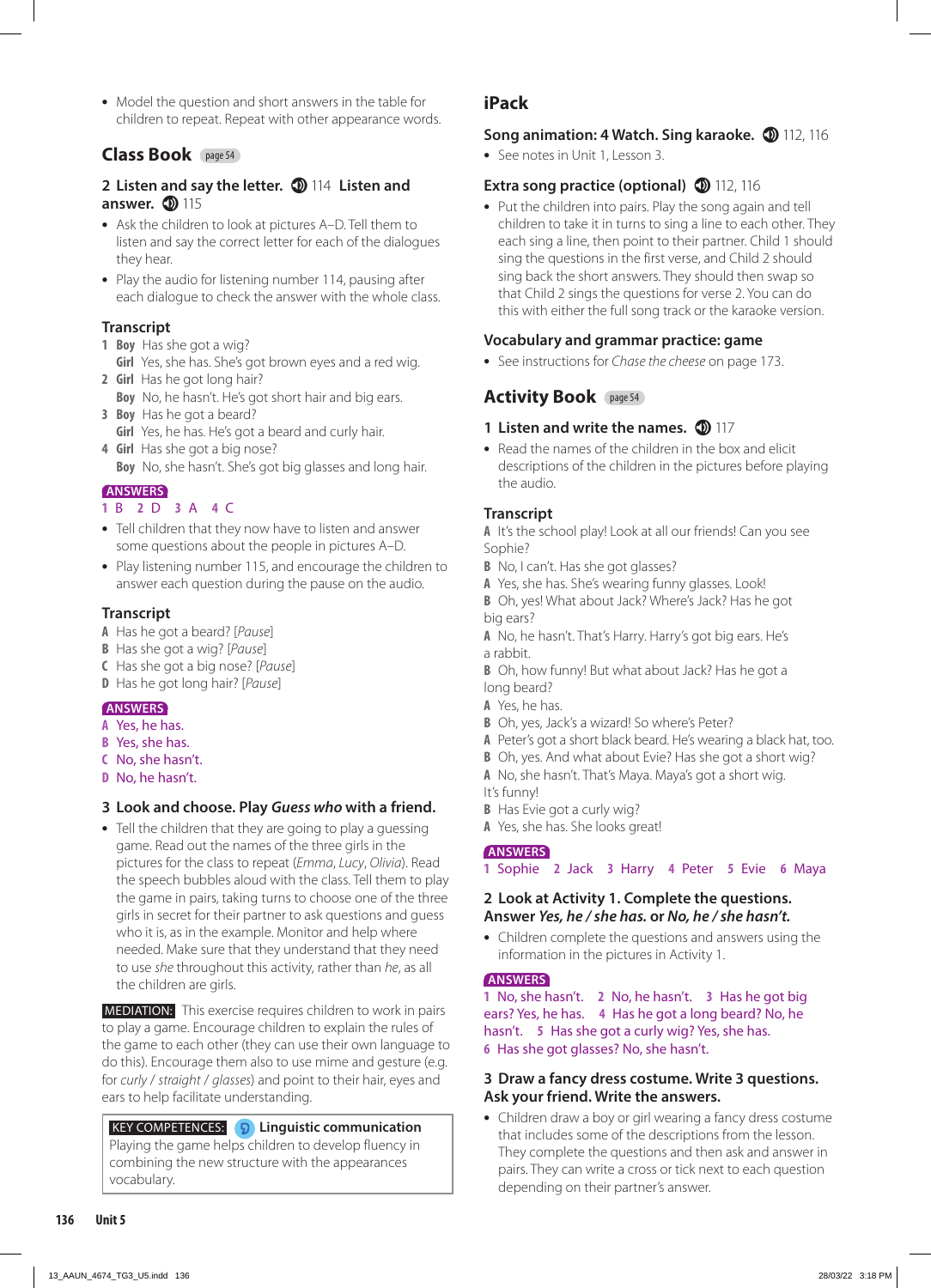- Model the question and short answers in the table for children to repeat. Repeat with other appearance words.

## Class Book page 54

### 2 Listen and say the letter. 114 Listen and answer. 115

- Ask the children to look at pictures A–D. Tell them to listen and say the correct letter for each of the dialogues they hear.
- Play the audio for listening number 114, pausing after each dialogue to check the answer with the whole class.

#### Transcript

1 **Boy** Has she got a wig?
**Girl** Yes, she has. She's got brown eyes and a red wig.
2 **Girl** Has he got long hair?
**Boy** No, he hasn't. He's got short hair and big ears.
3 **Boy** Has he got a beard?
**Girl** Yes, he has. He's got a beard and curly hair.
4 **Girl** Has she got a big nose?
**Boy** No, she hasn't. She's got big glasses and long hair.

**ANSWERS**
1 B 2 D 3 A 4 C

- Tell children that they now have to listen and answer some questions about the people in pictures A–D.
- Play listening number 115, and encourage the children to answer each question during the pause on the audio.

#### Transcript

**A** Has he got a beard? [*Pause*]
**B** Has she got a wig? [*Pause*]
**C** Has she got a big nose? [*Pause*]
**D** Has he got long hair? [*Pause*]

**ANSWERS**
**A** Yes, he has.
**B** Yes, she has.
**C** No, she hasn't.
**D** No, he hasn't.

### 3 Look and choose. Play *Guess who* with a friend.

- Tell the children that they are going to play a guessing game. Read out the names of the three girls in the pictures for the class to repeat (*Emma*, *Lucy*, *Olivia*). Read the speech bubbles aloud with the class. Tell them to play the game in pairs, taking turns to choose one of the three girls in secret for their partner to ask questions and guess who it is, as in the example. Monitor and help where needed. Make sure that they understand that they need to use *she* throughout this activity, rather than *he*, as all the children are girls.

**MEDIATION:** This exercise requires children to work in pairs to play a game. Encourage children to explain the rules of the game to each other (they can use their own language to do this). Encourage them also to use mime and gesture (e.g. for *curly* / *straight* / *glasses*) and point to their hair, eyes and ears to help facilitate understanding.

> **KEY COMPETENCES:** **Linguistic communication**
> Playing the game helps children to develop fluency in combining the new structure with the appearances vocabulary.

## iPack

### Song animation: 4 Watch. Sing karaoke. 112, 116

- See notes in Unit 1, Lesson 3.

### Extra song practice (optional) 112, 116

- Put the children into pairs. Play the song again and tell children to take it in turns to sing a line to each other. They each sing a line, then point to their partner. Child 1 should sing the questions in the first verse, and Child 2 should sing back the short answers. They should then swap so that Child 2 sings the questions for verse 2. You can do this with either the full song track or the karaoke version.

### Vocabulary and grammar practice: game

- See instructions for *Chase the cheese* on page 173.

## Activity Book page 54

### 1 Listen and write the names. 117

- Read the names of the children in the box and elicit descriptions of the children in the pictures before playing the audio.

#### Transcript

**A** It's the school play! Look at all our friends! Can you see Sophie?
**B** No, I can't. Has she got glasses?
**A** Yes, she has. She's wearing funny glasses. Look!
**B** Oh, yes! What about Jack? Where's Jack? Has he got big ears?
**A** No, he hasn't. That's Harry. Harry's got big ears. He's a rabbit.
**B** Oh, how funny! But what about Jack? Has he got a long beard?
**A** Yes, he has.
**B** Oh, yes, Jack's a wizard! So where's Peter?
**A** Peter's got a short black beard. He's wearing a black hat, too.
**B** Oh, yes. And what about Evie? Has she got a short wig?
**A** No, she hasn't. That's Maya. Maya's got a short wig. It's funny!
**B** Has Evie got a curly wig?
**A** Yes, she has. She looks great!

**ANSWERS**
1 Sophie 2 Jack 3 Harry 4 Peter 5 Evie 6 Maya

### 2 Look at Activity 1. Complete the questions. Answer *Yes, he / she has.* or *No, he / she hasn't.*

- Children complete the questions and answers using the information in the pictures in Activity 1.

**ANSWERS**
1 No, she hasn't. 2 No, he hasn't. 3 Has he got big ears? Yes, he has. 4 Has he got a long beard? No, he hasn't. 5 Has she got a curly wig? Yes, she has.
6 Has she got glasses? No, she hasn't.

### 3 Draw a fancy dress costume. Write 3 questions. Ask your friend. Write the answers.

- Children draw a boy or girl wearing a fancy dress costume that includes some of the descriptions from the lesson. They complete the questions and then ask and answer in pairs. They can write a cross or tick next to each question depending on their partner's answer.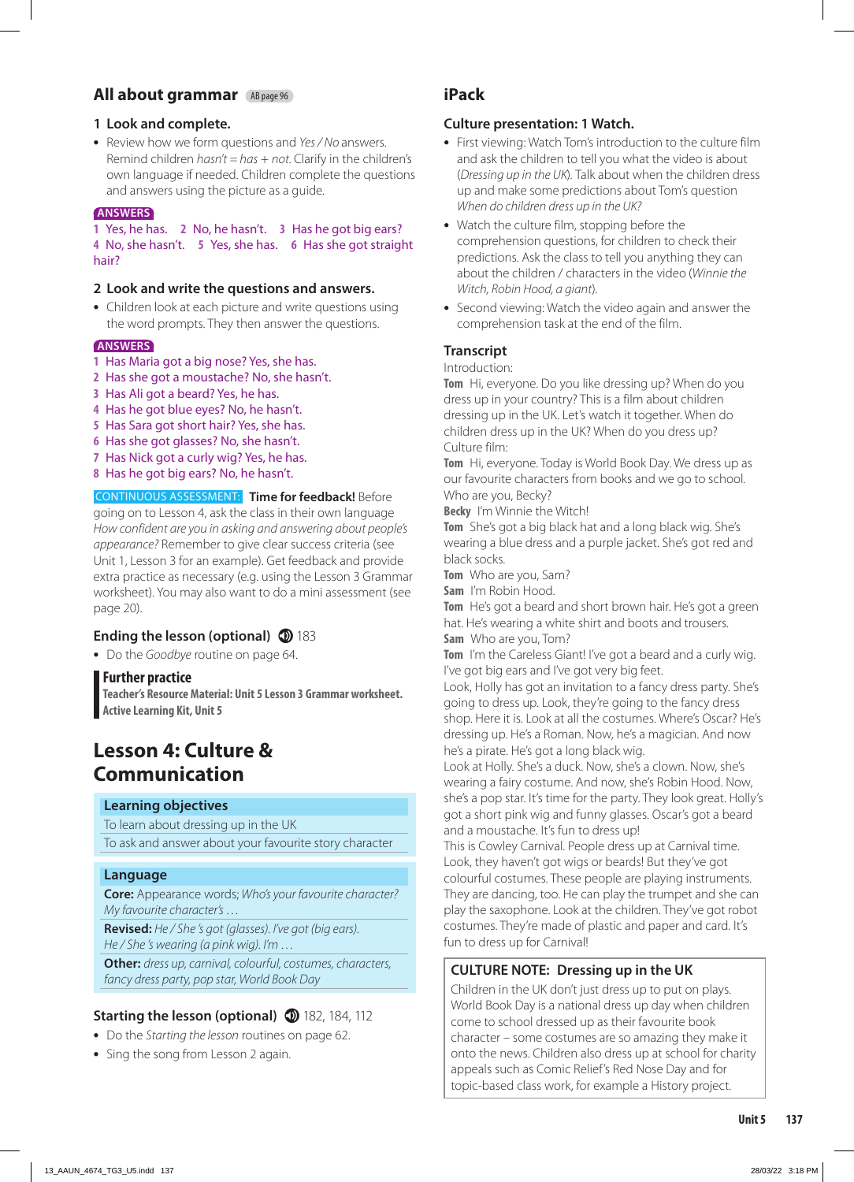## All about grammar AB page 96

### 1 Look and complete.

- Review how we form questions and *Yes / No* answers. Remind children *hasn't* = *has* + *not*. Clarify in the children's own language if needed. Children complete the questions and answers using the picture as a guide.

**ANSWERS**
1 Yes, he has. 2 No, he hasn't. 3 Has he got big ears? 4 No, she hasn't. 5 Yes, she has. 6 Has she got straight hair?

### 2 Look and write the questions and answers.

- Children look at each picture and write questions using the word prompts. They then answer the questions.

**ANSWERS**
1 Has Maria got a big nose? Yes, she has.
2 Has she got a moustache? No, she hasn't.
3 Has Ali got a beard? Yes, he has.
4 Has he got blue eyes? No, he hasn't.
5 Has Sara got short hair? Yes, she has.
6 Has she got glasses? No, she hasn't.
7 Has Nick got a curly wig? Yes, he has.
8 Has he got big ears? No, he hasn't.

CONTINUOUS ASSESSMENT: **Time for feedback!** Before going on to Lesson 4, ask the class in their own language *How confident are you in asking and answering about people's appearance?* Remember to give clear success criteria (see Unit 1, Lesson 3 for an example). Get feedback and provide extra practice as necessary (e.g. using the Lesson 3 Grammar worksheet). You may also want to do a mini assessment (see page 20).

### Ending the lesson (optional) 183

- Do the *Goodbye* routine on page 64.

**Further practice**
**Teacher's Resource Material: Unit 5 Lesson 3 Grammar worksheet.**
**Active Learning Kit, Unit 5**

# Lesson 4: Culture & Communication

**Learning objectives**
To learn about dressing up in the UK
To ask and answer about your favourite story character

**Language**
**Core:** Appearance words; *Who's your favourite character? My favourite character's …*
**Revised:** *He / She 's got (glasses). I've got (big ears). He / She 's wearing (a pink wig). I'm …*
**Other:** *dress up, carnival, colourful, costumes, characters, fancy dress party, pop star, World Book Day*

### Starting the lesson (optional) 182, 184, 112

- Do the *Starting the lesson* routines on page 62.
- Sing the song from Lesson 2 again.

## iPack

### Culture presentation: 1 Watch.

- First viewing: Watch Tom's introduction to the culture film and ask the children to tell you what the video is about (*Dressing up in the UK*). Talk about when the children dress up and make some predictions about Tom's question *When do children dress up in the UK?*
- Watch the culture film, stopping before the comprehension questions, for children to check their predictions. Ask the class to tell you anything they can about the children / characters in the video (*Winnie the Witch, Robin Hood, a giant*).
- Second viewing: Watch the video again and answer the comprehension task at the end of the film.

### Transcript

Introduction:
**Tom** Hi, everyone. Do you like dressing up? When do you dress up in your country? This is a film about children dressing up in the UK. Let's watch it together. When do children dress up in the UK? When do you dress up?
Culture film:
**Tom** Hi, everyone. Today is World Book Day. We dress up as our favourite characters from books and we go to school. Who are you, Becky?
**Becky** I'm Winnie the Witch!
**Tom** She's got a big black hat and a long black wig. She's wearing a blue dress and a purple jacket. She's got red and black socks.
**Tom** Who are you, Sam?
**Sam** I'm Robin Hood.
**Tom** He's got a beard and short brown hair. He's got a green hat. He's wearing a white shirt and boots and trousers.
**Sam** Who are you, Tom?
**Tom** I'm the Careless Giant! I've got a beard and a curly wig. I've got big ears and I've got very big feet.
Look, Holly has got an invitation to a fancy dress party. She's going to dress up. Look, they're going to the fancy dress shop. Here it is. Look at all the costumes. Where's Oscar? He's dressing up. He's a Roman. Now, he's a magician. And now he's a pirate. He's got a long black wig.
Look at Holly. She's a duck. Now, she's a clown. Now, she's wearing a fairy costume. And now, she's Robin Hood. Now, she's a pop star. It's time for the party. They look great. Holly's got a short pink wig and funny glasses. Oscar's got a beard and a moustache. It's fun to dress up!
This is Cowley Carnival. People dress up at Carnival time. Look, they haven't got wigs or beards! But they've got colourful costumes. These people are playing instruments. They are dancing, too. He can play the trumpet and she can play the saxophone. Look at the children. They've got robot costumes. They're made of plastic and paper and card. It's fun to dress up for Carnival!

**CULTURE NOTE: Dressing up in the UK**
Children in the UK don't just dress up to put on plays. World Book Day is a national dress up day when children come to school dressed up as their favourite book character – some costumes are so amazing they make it onto the news. Children also dress up at school for charity appeals such as Comic Relief's Red Nose Day and for topic-based class work, for example a History project.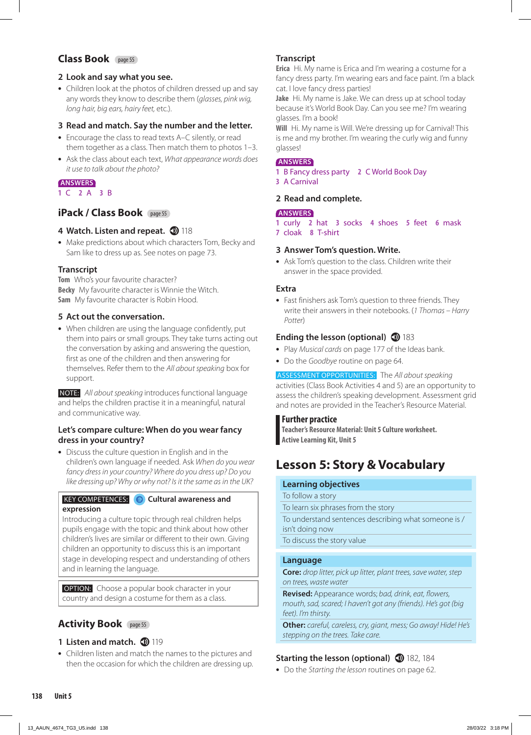## Class Book page 55

### 2 Look and say what you see.

- Children look at the photos of children dressed up and say any words they know to describe them (*glasses, pink wig, long hair, big ears, hairy feet*, etc.).

### 3 Read and match. Say the number and the letter.

- Encourage the class to read texts A–C silently, or read them together as a class. Then match them to photos 1–3.
- Ask the class about each text, *What appearance words does it use to talk about the photo?*

**ANSWERS**
1 C 2 A 3 B

## iPack / Class Book page 55

### 4 Watch. Listen and repeat. 118

- Make predictions about which characters Tom, Becky and Sam like to dress up as. See notes on page 73.

### Transcript

**Tom** Who's your favourite character?
**Becky** My favourite character is Winnie the Witch.
**Sam** My favourite character is Robin Hood.

### 5 Act out the conversation.

- When children are using the language confidently, put them into pairs or small groups. They take turns acting out the conversation by asking and answering the question, first as one of the children and then answering for themselves. Refer them to the *All about speaking* box for support.

**NOTE:** *All about speaking* introduces functional language and helps the children practise it in a meaningful, natural and communicative way.

### Let's compare culture: When do you wear fancy dress in your country?

- Discuss the culture question in English and in the children's own language if needed. Ask *When do you wear fancy dress in your country? Where do you dress up? Do you like dressing up? Why or why not? Is it the same as in the UK?*

**KEY COMPETENCES:** **Cultural awareness and expression**
Introducing a culture topic through real children helps pupils engage with the topic and think about how other children's lives are similar or different to their own. Giving children an opportunity to discuss this is an important stage in developing respect and understanding of others and in learning the language.

**OPTION:** Choose a popular book character in your country and design a costume for them as a class.

## Activity Book page 55

### 1 Listen and match. 119

- Children listen and match the names to the pictures and then the occasion for which the children are dressing up.

### Transcript

**Erica** Hi. My name is Erica and I'm wearing a costume for a fancy dress party. I'm wearing ears and face paint. I'm a black cat. I love fancy dress parties!
**Jake** Hi. My name is Jake. We can dress up at school today because it's World Book Day. Can you see me? I'm wearing glasses. I'm a book!
**Will** Hi. My name is Will. We're dressing up for Carnival! This is me and my brother. I'm wearing the curly wig and funny glasses!

**ANSWERS**
1 B Fancy dress party 2 C World Book Day
3 A Carnival

### 2 Read and complete.

**ANSWERS**
1 curly 2 hat 3 socks 4 shoes 5 feet 6 mask
7 cloak 8 T-shirt

### 3 Answer Tom's question. Write.

- Ask Tom's question to the class. Children write their answer in the space provided.

### Extra

- Fast finishers ask Tom's question to three friends. They write their answers in their notebooks. (*1 Thomas – Harry Potter*)

### Ending the lesson (optional) 183

- Play *Musical cards* on page 177 of the Ideas bank.
- Do the *Goodbye* routine on page 64.

**ASSESSMENT OPPORTUNITIES:** The *All about speaking* activities (Class Book Activities 4 and 5) are an opportunity to assess the children's speaking development. Assessment grid and notes are provided in the Teacher's Resource Material.

**Further practice**
**Teacher's Resource Material: Unit 5 Culture worksheet.**
**Active Learning Kit, Unit 5**

# Lesson 5: Story & Vocabulary

| Learning objectives |
| --- |
| To follow a story |
| To learn six phrases from the story |
| To understand sentences describing what someone is / isn't doing now |
| To discuss the story value |

| Language |
| --- |
| **Core:** *drop litter, pick up litter, plant trees, save water, step on trees, waste water* |
| **Revised:** Appearance words; *bad, drink, eat, flowers, mouth, sad, scared; I haven't got any (friends). He's got (big feet). I'm thirsty.* |
| **Other:** *careful, careless, cry, giant, mess; Go away! Hide! He's stepping on the trees. Take care.* |

### Starting the lesson (optional) 182, 184

- Do the *Starting the lesson* routines on page 62.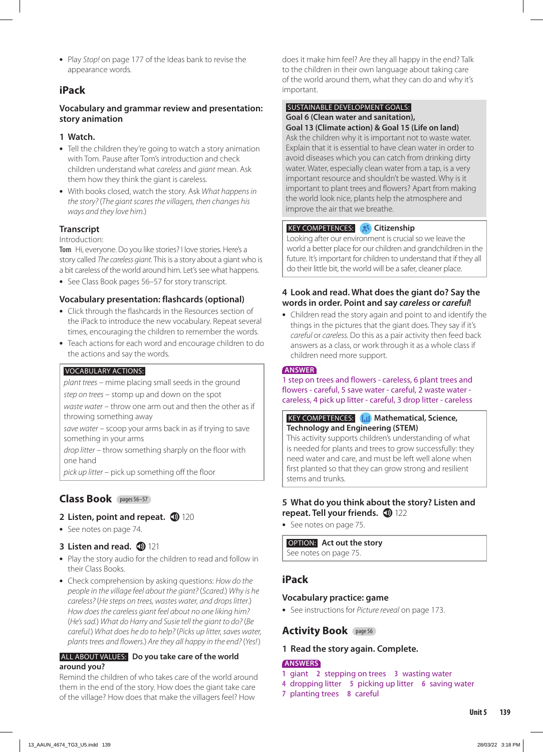- Play *Stop!* on page 177 of the Ideas bank to revise the appearance words.

## iPack

### Vocabulary and grammar review and presentation: story animation

**1 Watch.**

- Tell the children they're going to watch a story animation with Tom. Pause after Tom's introduction and check children understand what *careless* and *giant* mean. Ask them how they think the giant is careless.
- With books closed, watch the story. Ask *What happens in the story?* (*The giant scares the villagers, then changes his ways and they love him.*)

### Transcript

Introduction:

**Tom** Hi, everyone. Do you like stories? I love stories. Here's a story called *The careless giant.* This is a story about a giant who is a bit careless of the world around him. Let's see what happens.

- See Class Book pages 56–57 for story transcript.

### Vocabulary presentation: flashcards (optional)

- Click through the flashcards in the Resources section of the iPack to introduce the new vocabulary. Repeat several times, encouraging the children to remember the words.
- Teach actions for each word and encourage children to do the actions and say the words.

> **VOCABULARY ACTIONS:**
> *plant trees* – mime placing small seeds in the ground
> *step on trees* – stomp up and down on the spot
> *waste water* – throw one arm out and then the other as if throwing something away
> *save water* – scoop your arms back in as if trying to save something in your arms
> *drop litter* – throw something sharply on the floor with one hand
> *pick up litter* – pick up something off the floor

## Class Book pages 56–57

**2 Listen, point and repeat.** 120

- See notes on page 74.

**3 Listen and read.** 121

- Play the story audio for the children to read and follow in their Class Books.
- Check comprehension by asking questions: *How do the people in the village feel about the giant?* (*Scared.*) *Why is he careless?* (*He steps on trees, wastes water, and drops litter.*) *How does the careless giant feel about no one liking him?* (*He's sad.*) *What do Harry and Susie tell the giant to do?* (*Be careful.*) *What does he do to help?* (*Picks up litter, saves water, plants trees and flowers.*) *Are they all happy in the end?* (*Yes!*)

> **ALL ABOUT VALUES: Do you take care of the world around you?**
> Remind the children of who takes care of the world around them in the end of the story. How does the giant take care of the village? How does that make the villagers feel? How does it make him feel? Are they all happy in the end? Talk to the children in their own language about taking care of the world around them, what they can do and why it's important.

> **SUSTAINABLE DEVELOPMENT GOALS:**
> **Goal 6 (Clean water and sanitation), Goal 13 (Climate action) & Goal 15 (Life on land)**
> Ask the children why it is important not to waste water. Explain that it is essential to have clean water in order to avoid diseases which you can catch from drinking dirty water. Water, especially clean water from a tap, is a very important resource and shouldn't be wasted. Why is it important to plant trees and flowers? Apart from making the world look nice, plants help the atmosphere and improve the air that we breathe.

> **KEY COMPETENCES: Citizenship**
> Looking after our environment is crucial so we leave the world a better place for our children and grandchildren in the future. It's important for children to understand that if they all do their little bit, the world will be a safer, cleaner place.

**4 Look and read. What does the giant do? Say the words in order. Point and say *careless* or *careful*!**

- Children read the story again and point to and identify the things in the pictures that the giant does. They say if it's *careful* or *careless.* Do this as a pair activity then feed back answers as a class, or work through it as a whole class if children need more support.

**ANSWER**

1 step on trees and flowers - careless, 6 plant trees and flowers - careful, 5 save water - careful, 2 waste water - careless, 4 pick up litter - careful, 3 drop litter - careless

> **KEY COMPETENCES: Mathematical, Science, Technology and Engineering (STEM)**
> This activity supports children's understanding of what is needed for plants and trees to grow successfully: they need water and care, and must be left well alone when first planted so that they can grow strong and resilient stems and trunks.

**5 What do you think about the story? Listen and repeat. Tell your friends.** 122

- See notes on page 75.

> **OPTION: Act out the story**
> See notes on page 75.

## iPack

### Vocabulary practice: game

- See instructions for *Picture reveal* on page 173.

## Activity Book page 56

**1 Read the story again. Complete.**

**ANSWERS**

1 giant 2 stepping on trees 3 wasting water
4 dropping litter 5 picking up litter 6 saving water
7 planting trees 8 careful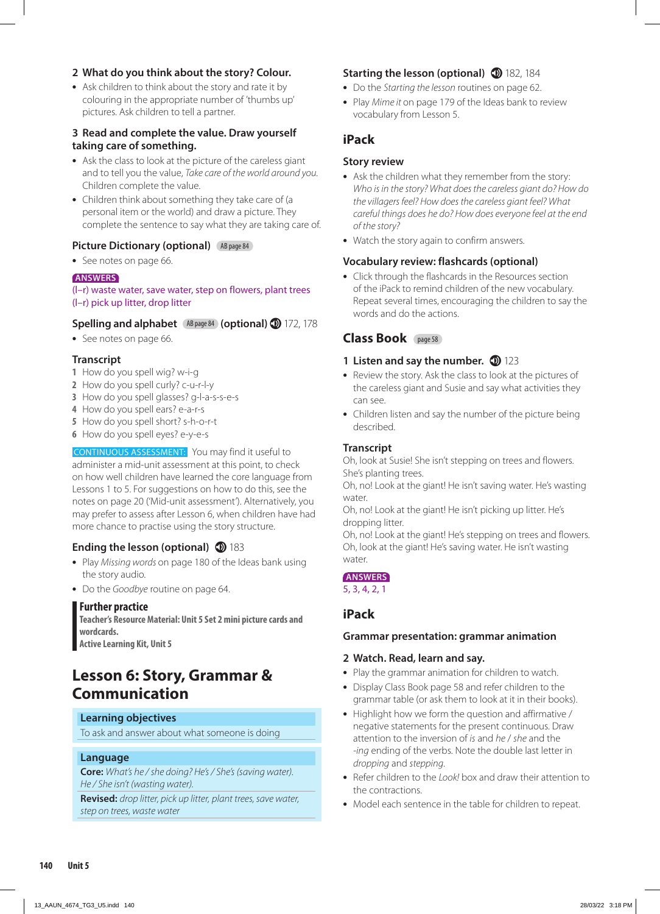### 2 What do you think about the story? Colour.

- Ask children to think about the story and rate it by colouring in the appropriate number of 'thumbs up' pictures. Ask children to tell a partner.

### 3 Read and complete the value. Draw yourself taking care of something.

- Ask the class to look at the picture of the careless giant and to tell you the value, *Take care of the world around you.* Children complete the value.
- Children think about something they take care of (a personal item or the world) and draw a picture. They complete the sentence to say what they are taking care of.

### Picture Dictionary (optional) AB page 84

- See notes on page 66.

**ANSWERS**
(l–r) waste water, save water, step on flowers, plant trees
(l–r) pick up litter, drop litter

### Spelling and alphabet AB page 84 (optional) 172, 178

- See notes on page 66.

### Transcript

1 How do you spell wig? w-i-g
2 How do you spell curly? c-u-r-l-y
3 How do you spell glasses? g-l-a-s-s-e-s
4 How do you spell ears? e-a-r-s
5 How do you spell short? s-h-o-r-t
6 How do you spell eyes? e-y-e-s

**CONTINUOUS ASSESSMENT:** You may find it useful to administer a mid-unit assessment at this point, to check on how well children have learned the core language from Lessons 1 to 5. For suggestions on how to do this, see the notes on page 20 ('Mid-unit assessment'). Alternatively, you may prefer to assess after Lesson 6, when children have had more chance to practise using the story structure.

### Ending the lesson (optional) 183

- Play *Missing words* on page 180 of the Ideas bank using the story audio.
- Do the *Goodbye* routine on page 64.

**Further practice**
**Teacher's Resource Material: Unit 5 Set 2 mini picture cards and wordcards.**
**Active Learning Kit, Unit 5**

## Lesson 6: Story, Grammar & Communication

**Learning objectives**
To ask and answer about what someone is doing

**Language**
**Core:** *What's he / she doing? He's / She's (saving water). He / She isn't (wasting water).*
**Revised:** *drop litter, pick up litter, plant trees, save water, step on trees, waste water*

### Starting the lesson (optional) 182, 184

- Do the *Starting the lesson* routines on page 62.
- Play *Mime it* on page 179 of the Ideas bank to review vocabulary from Lesson 5.

## iPack

### Story review

- Ask the children what they remember from the story: *Who is in the story? What does the careless giant do? How do the villagers feel? How does the careless giant feel? What careful things does he do? How does everyone feel at the end of the story?*
- Watch the story again to confirm answers.

### Vocabulary review: flashcards (optional)

- Click through the flashcards in the Resources section of the iPack to remind children of the new vocabulary. Repeat several times, encouraging the children to say the words and do the actions.

## Class Book page 58

### 1 Listen and say the number. 123

- Review the story. Ask the class to look at the pictures of the careless giant and Susie and say what activities they can see.
- Children listen and say the number of the picture being described.

### Transcript

Oh, look at Susie! She isn't stepping on trees and flowers. She's planting trees.
Oh, no! Look at the giant! He isn't saving water. He's wasting water.
Oh, no! Look at the giant! He isn't picking up litter. He's dropping litter.
Oh, no! Look at the giant! He's stepping on trees and flowers.
Oh, look at the giant! He's saving water. He isn't wasting water.

**ANSWERS**
5, 3, 4, 2, 1

## iPack

### Grammar presentation: grammar animation

### 2 Watch. Read, learn and say.

- Play the grammar animation for children to watch.
- Display Class Book page 58 and refer children to the grammar table (or ask them to look at it in their books).
- Highlight how we form the question and affirmative / negative statements for the present continuous. Draw attention to the inversion of *is* and *he* / *she* and the *-ing* ending of the verbs. Note the double last letter in *dropping* and *stepping*.
- Refer children to the *Look!* box and draw their attention to the contractions.
- Model each sentence in the table for children to repeat.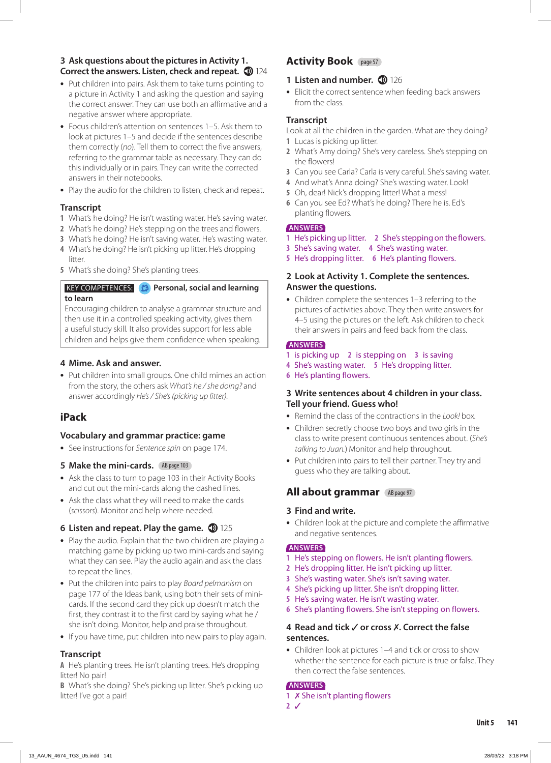### 3 Ask questions about the pictures in Activity 1. Correct the answers. Listen, check and repeat. 🔊 124

- Put children into pairs. Ask them to take turns pointing to a picture in Activity 1 and asking the question and saying the correct answer. They can use both an affirmative and a negative answer where appropriate.
- Focus children's attention on sentences 1–5. Ask them to look at pictures 1–5 and decide if the sentences describe them correctly (*no*). Tell them to correct the five answers, referring to the grammar table as necessary. They can do this individually or in pairs. They can write the corrected answers in their notebooks.
- Play the audio for the children to listen, check and repeat.

#### Transcript

1 What's he doing? He isn't wasting water. He's saving water.
2 What's he doing? He's stepping on the trees and flowers.
3 What's he doing? He isn't saving water. He's wasting water.
4 What's he doing? He isn't picking up litter. He's dropping litter.
5 What's she doing? She's planting trees.

> **KEY COMPETENCES:** **Personal, social and learning to learn**
> Encouraging children to analyse a grammar structure and then use it in a controlled speaking activity, gives them a useful study skill. It also provides support for less able children and helps give them confidence when speaking.

### 4 Mime. Ask and answer.

- Put children into small groups. One child mimes an action from the story, the others ask *What's he / she doing?* and answer accordingly *He's / She's (picking up litter).*

## iPack

### Vocabulary and grammar practice: game

- See instructions for *Sentence spin* on page 174.

### 5 Make the mini-cards. AB page 103

- Ask the class to turn to page 103 in their Activity Books and cut out the mini-cards along the dashed lines.
- Ask the class what they will need to make the cards (*scissors*). Monitor and help where needed.

### 6 Listen and repeat. Play the game. 🔊 125

- Play the audio. Explain that the two children are playing a matching game by picking up two mini-cards and saying what they can see. Play the audio again and ask the class to repeat the lines.
- Put the children into pairs to play *Board pelmanism* on page 177 of the Ideas bank, using both their sets of mini-cards. If the second card they pick up doesn't match the first, they contrast it to the first card by saying what he / she isn't doing. Monitor, help and praise throughout.
- If you have time, put children into new pairs to play again.

#### Transcript

**A** He's planting trees. He isn't planting trees. He's dropping litter! No pair!
**B** What's she doing? She's picking up litter. She's picking up litter! I've got a pair!

## Activity Book page 57

### 1 Listen and number. 🔊 126

- Elicit the correct sentence when feeding back answers from the class.

#### Transcript

Look at all the children in the garden. What are they doing?
1 Lucas is picking up litter.
2 What's Amy doing? She's very careless. She's stepping on the flowers!
3 Can you see Carla? Carla is very careful. She's saving water.
4 And what's Anna doing? She's wasting water. Look!
5 Oh, dear! Nick's dropping litter! What a mess!
6 Can you see Ed? What's he doing? There he is. Ed's planting flowers.

**ANSWERS**
1 He's picking up litter. 2 She's stepping on the flowers.
3 She's saving water. 4 She's wasting water.
5 He's dropping litter. 6 He's planting flowers.

### 2 Look at Activity 1. Complete the sentences. Answer the questions.

- Children complete the sentences 1–3 referring to the pictures of activities above. They then write answers for 4–5 using the pictures on the left. Ask children to check their answers in pairs and feed back from the class.

**ANSWERS**
1 is picking up 2 is stepping on 3 is saving
4 She's wasting water. 5 He's dropping litter.
6 He's planting flowers.

### 3 Write sentences about 4 children in your class. Tell your friend. Guess who!

- Remind the class of the contractions in the *Look!* box.
- Children secretly choose two boys and two girls in the class to write present continuous sentences about. (*She's talking to Juan.*) Monitor and help throughout.
- Put children into pairs to tell their partner. They try and guess who they are talking about.

## All about grammar AB page 97

### 3 Find and write.

- Children look at the picture and complete the affirmative and negative sentences.

**ANSWERS**
1 He's stepping on flowers. He isn't planting flowers.
2 He's dropping litter. He isn't picking up litter.
3 She's wasting water. She's isn't saving water.
4 She's picking up litter. She isn't dropping litter.
5 He's saving water. He isn't wasting water.
6 She's planting flowers. She isn't stepping on flowers.

### 4 Read and tick ✓ or cross ✗. Correct the false sentences.

- Children look at pictures 1–4 and tick or cross to show whether the sentence for each picture is true or false. They then correct the false sentences.

**ANSWERS**
1 ✗ She isn't planting flowers
2 ✓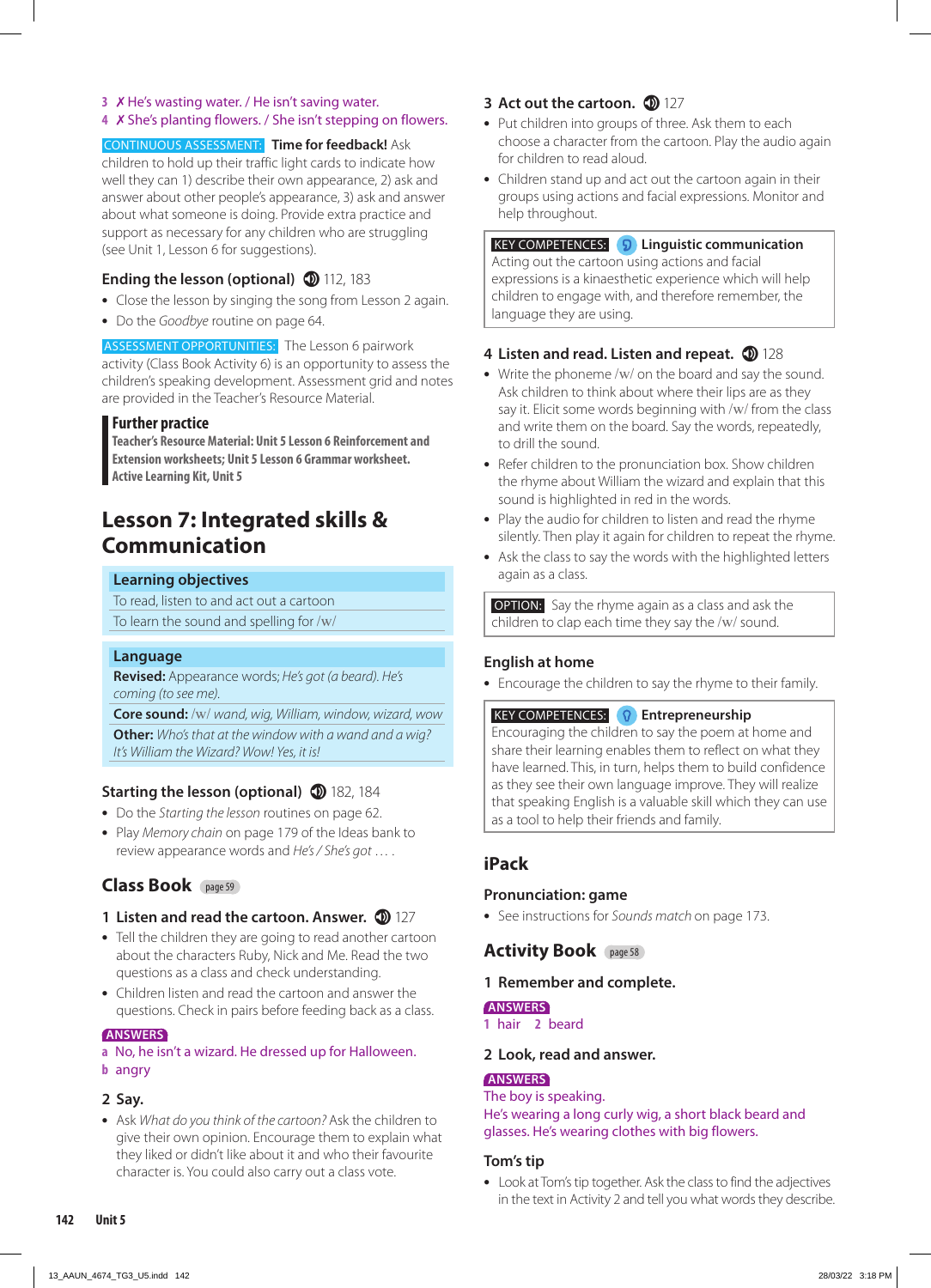3 ✗ He's wasting water. / He isn't saving water.
4 ✗ She's planting flowers. / She isn't stepping on flowers.

CONTINUOUS ASSESSMENT: **Time for feedback!** Ask children to hold up their traffic light cards to indicate how well they can 1) describe their own appearance, 2) ask and answer about other people's appearance, 3) ask and answer about what someone is doing. Provide extra practice and support as necessary for any children who are struggling (see Unit 1, Lesson 6 for suggestions).

### Ending the lesson (optional) 112, 183

- Close the lesson by singing the song from Lesson 2 again.
- Do the *Goodbye* routine on page 64.

ASSESSMENT OPPORTUNITIES: The Lesson 6 pairwork activity (Class Book Activity 6) is an opportunity to assess the children's speaking development. Assessment grid and notes are provided in the Teacher's Resource Material.

**Further practice**
**Teacher's Resource Material: Unit 5 Lesson 6 Reinforcement and Extension worksheets; Unit 5 Lesson 6 Grammar worksheet.**
**Active Learning Kit, Unit 5**

## Lesson 7: Integrated skills & Communication

**Learning objectives**
To read, listen to and act out a cartoon
To learn the sound and spelling for /w/

**Language**
**Revised:** Appearance words; *He's got (a beard). He's coming (to see me).*
**Core sound:** /w/ *wand, wig, William, window, wizard, wow*
**Other:** *Who's that at the window with a wand and a wig? It's William the Wizard? Wow! Yes, it is!*

### Starting the lesson (optional) 182, 184

- Do the *Starting the lesson* routines on page 62.
- Play *Memory chain* on page 179 of the Ideas bank to review appearance words and *He's / She's got ... .*

### Class Book page 59

#### 1 Listen and read the cartoon. Answer. 127

- Tell the children they are going to read another cartoon about the characters Ruby, Nick and Me. Read the two questions as a class and check understanding.
- Children listen and read the cartoon and answer the questions. Check in pairs before feeding back as a class.

ANSWERS
a No, he isn't a wizard. He dressed up for Halloween.
b angry

#### 2 Say.

- Ask *What do you think of the cartoon?* Ask the children to give their own opinion. Encourage them to explain what they liked or didn't like about it and who their favourite character is. You could also carry out a class vote.

#### 3 Act out the cartoon. 127

- Put children into groups of three. Ask them to each choose a character from the cartoon. Play the audio again for children to read aloud.
- Children stand up and act out the cartoon again in their groups using actions and facial expressions. Monitor and help throughout.

KEY COMPETENCES: **Linguistic communication**
Acting out the cartoon using actions and facial expressions is a kinaesthetic experience which will help children to engage with, and therefore remember, the language they are using.

#### 4 Listen and read. Listen and repeat. 128

- Write the phoneme /w/ on the board and say the sound. Ask children to think about where their lips are as they say it. Elicit some words beginning with /w/ from the class and write them on the board. Say the words, repeatedly, to drill the sound.
- Refer children to the pronunciation box. Show children the rhyme about William the wizard and explain that this sound is highlighted in red in the words.
- Play the audio for children to listen and read the rhyme silently. Then play it again for children to repeat the rhyme.
- Ask the class to say the words with the highlighted letters again as a class.

OPTION: Say the rhyme again as a class and ask the children to clap each time they say the /w/ sound.

### English at home

- Encourage the children to say the rhyme to their family.

KEY COMPETENCES: **Entrepreneurship**
Encouraging the children to say the poem at home and share their learning enables them to reflect on what they have learned. This, in turn, helps them to build confidence as they see their own language improve. They will realize that speaking English is a valuable skill which they can use as a tool to help their friends and family.

## iPack

### Pronunciation: game

- See instructions for *Sounds match* on page 173.

### Activity Book page 58

#### 1 Remember and complete.

ANSWERS
1 hair 2 beard

#### 2 Look, read and answer.

ANSWERS
The boy is speaking.
He's wearing a long curly wig, a short black beard and glasses. He's wearing clothes with big flowers.

#### Tom's tip

- Look at Tom's tip together. Ask the class to find the adjectives in the text in Activity 2 and tell you what words they describe.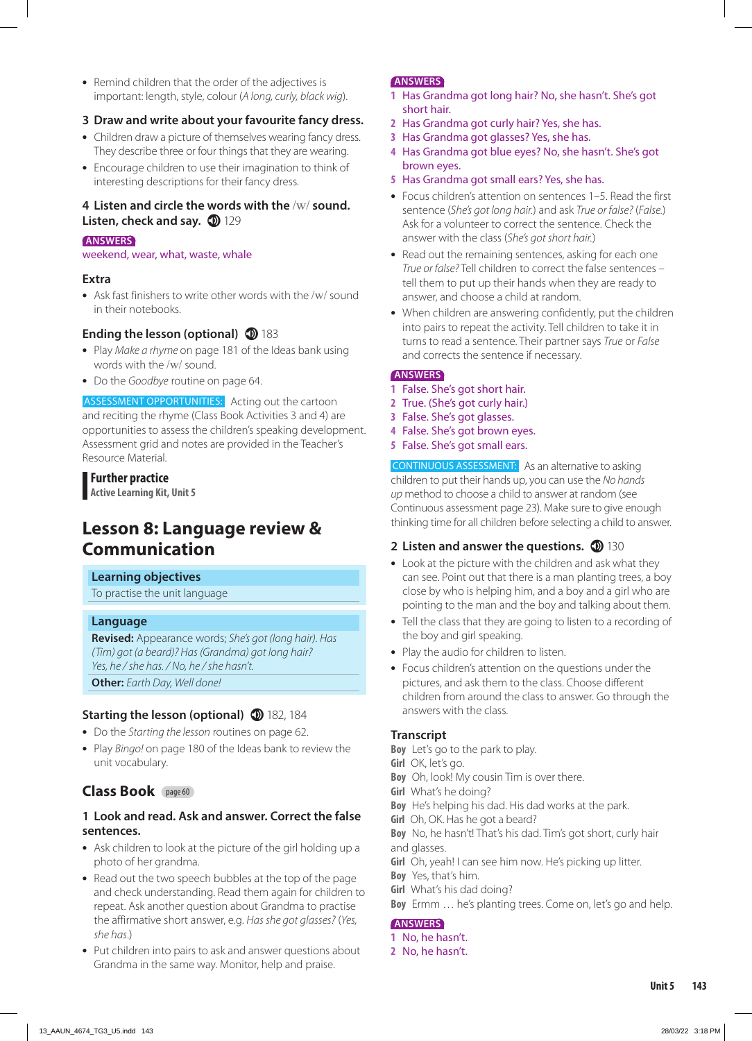- Remind children that the order of the adjectives is important: length, style, colour (*A long, curly, black wig*).

### 3 Draw and write about your favourite fancy dress.

- Children draw a picture of themselves wearing fancy dress. They describe three or four things that they are wearing.
- Encourage children to use their imagination to think of interesting descriptions for their fancy dress.

### 4 Listen and circle the words with the /w/ sound. Listen, check and say. 129

**ANSWERS**

weekend, wear, what, waste, whale

### Extra

- Ask fast finishers to write other words with the /w/ sound in their notebooks.

### Ending the lesson (optional) 183

- Play *Make a rhyme* on page 181 of the Ideas bank using words with the /w/ sound.
- Do the *Goodbye* routine on page 64.

**ASSESSMENT OPPORTUNITIES:** Acting out the cartoon and reciting the rhyme (Class Book Activities 3 and 4) are opportunities to assess the children's speaking development. Assessment grid and notes are provided in the Teacher's Resource Material.

**Further practice**
**Active Learning Kit, Unit 5**

## Lesson 8: Language review & Communication

**Learning objectives**

To practise the unit language

**Language**

**Revised:** Appearance words; *She's got (long hair). Has (Tim) got (a beard)? Has (Grandma) got long hair? Yes, he / she has. / No, he / she hasn't.*

**Other:** *Earth Day, Well done!*

### Starting the lesson (optional) 182, 184

- Do the *Starting the lesson* routines on page 62.
- Play *Bingo!* on page 180 of the Ideas bank to review the unit vocabulary.

## Class Book page 60

### 1 Look and read. Ask and answer. Correct the false sentences.

- Ask children to look at the picture of the girl holding up a photo of her grandma.
- Read out the two speech bubbles at the top of the page and check understanding. Read them again for children to repeat. Ask another question about Grandma to practise the affirmative short answer, e.g. *Has she got glasses?* (*Yes, she has.*)
- Put children into pairs to ask and answer questions about Grandma in the same way. Monitor, help and praise.

**ANSWERS**

1 Has Grandma got long hair? No, she hasn't. She's got short hair.
2 Has Grandma got curly hair? Yes, she has.
3 Has Grandma got glasses? Yes, she has.
4 Has Grandma got blue eyes? No, she hasn't. She's got brown eyes.
5 Has Grandma got small ears? Yes, she has.

- Focus children's attention on sentences 1–5. Read the first sentence (*She's got long hair.*) and ask *True or false?* (*False.*) Ask for a volunteer to correct the sentence. Check the answer with the class (*She's got short hair.*)
- Read out the remaining sentences, asking for each one *True or false?* Tell children to correct the false sentences – tell them to put up their hands when they are ready to answer, and choose a child at random.
- When children are answering confidently, put the children into pairs to repeat the activity. Tell children to take it in turns to read a sentence. Their partner says *True* or *False* and corrects the sentence if necessary.

**ANSWERS**

1 False. She's got short hair.
2 True. (She's got curly hair.)
3 False. She's got glasses.
4 False. She's got brown eyes.
5 False. She's got small ears.

**CONTINUOUS ASSESSMENT:** As an alternative to asking children to put their hands up, you can use the *No hands up* method to choose a child to answer at random (see Continuous assessment page 23). Make sure to give enough thinking time for all children before selecting a child to answer.

### 2 Listen and answer the questions. 130

- Look at the picture with the children and ask what they can see. Point out that there is a man planting trees, a boy close by who is helping him, and a boy and a girl who are pointing to the man and the boy and talking about them.
- Tell the class that they are going to listen to a recording of the boy and girl speaking.
- Play the audio for children to listen.
- Focus children's attention on the questions under the pictures, and ask them to the class. Choose different children from around the class to answer. Go through the answers with the class.

### Transcript

**Boy** Let's go to the park to play.
**Girl** OK, let's go.
**Boy** Oh, look! My cousin Tim is over there.
**Girl** What's he doing?
**Boy** He's helping his dad. His dad works at the park.
**Girl** Oh, OK. Has he got a beard?
**Boy** No, he hasn't! That's his dad. Tim's got short, curly hair and glasses.
**Girl** Oh, yeah! I can see him now. He's picking up litter.
**Boy** Yes, that's him.
**Girl** What's his dad doing?
**Boy** Ermm … he's planting trees. Come on, let's go and help.

**ANSWERS**

1 No, he hasn't.
2 No, he hasn't.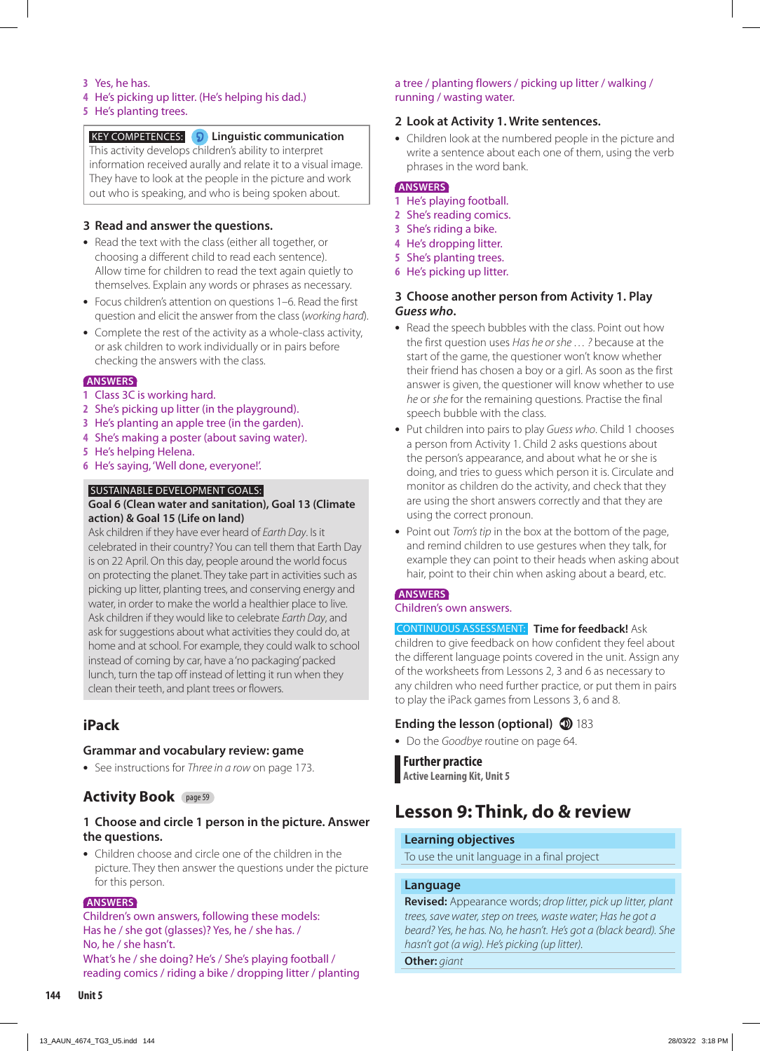3 Yes, he has.
4 He's picking up litter. (He's helping his dad.)
5 He's planting trees.

KEY COMPETENCES: **Linguistic communication**
This activity develops children's ability to interpret information received aurally and relate it to a visual image. They have to look at the people in the picture and work out who is speaking, and who is being spoken about.

### 3 Read and answer the questions.

- Read the text with the class (either all together, or choosing a different child to read each sentence). Allow time for children to read the text again quietly to themselves. Explain any words or phrases as necessary.
- Focus children's attention on questions 1–6. Read the first question and elicit the answer from the class (*working hard*).
- Complete the rest of the activity as a whole-class activity, or ask children to work individually or in pairs before checking the answers with the class.

ANSWERS
1 Class 3C is working hard.
2 She's picking up litter (in the playground).
3 He's planting an apple tree (in the garden).
4 She's making a poster (about saving water).
5 He's helping Helena.
6 He's saying, 'Well done, everyone!'.

SUSTAINABLE DEVELOPMENT GOALS:
**Goal 6 (Clean water and sanitation), Goal 13 (Climate action) & Goal 15 (Life on land)**
Ask children if they have ever heard of *Earth Day*. Is it celebrated in their country? You can tell them that Earth Day is on 22 April. On this day, people around the world focus on protecting the planet. They take part in activities such as picking up litter, planting trees, and conserving energy and water, in order to make the world a healthier place to live. Ask children if they would like to celebrate *Earth Day*, and ask for suggestions about what activities they could do, at home and at school. For example, they could walk to school instead of coming by car, have a 'no packaging' packed lunch, turn the tap off instead of letting it run when they clean their teeth, and plant trees or flowers.

## iPack

### Grammar and vocabulary review: game

- See instructions for *Three in a row* on page 173.

## Activity Book page 59

### 1 Choose and circle 1 person in the picture. Answer the questions.

- Children choose and circle one of the children in the picture. They then answer the questions under the picture for this person.

ANSWERS
Children's own answers, following these models:
Has he / she got (glasses)? Yes, he / she has. / No, he / she hasn't.
What's he / she doing? He's / She's playing football / reading comics / riding a bike / dropping litter / planting a tree / planting flowers / picking up litter / walking / running / wasting water.

### 2 Look at Activity 1. Write sentences.

- Children look at the numbered people in the picture and write a sentence about each one of them, using the verb phrases in the word bank.

ANSWERS
1 He's playing football.
2 She's reading comics.
3 She's riding a bike.
4 He's dropping litter.
5 She's planting trees.
6 He's picking up litter.

### 3 Choose another person from Activity 1. Play *Guess who*.

- Read the speech bubbles with the class. Point out how the first question uses *Has he or she … ?* because at the start of the game, the questioner won't know whether their friend has chosen a boy or a girl. As soon as the first answer is given, the questioner will know whether to use *he* or *she* for the remaining questions. Practise the final speech bubble with the class.
- Put children into pairs to play *Guess who*. Child 1 chooses a person from Activity 1. Child 2 asks questions about the person's appearance, and about what he or she is doing, and tries to guess which person it is. Circulate and monitor as children do the activity, and check that they are using the short answers correctly and that they are using the correct pronoun.
- Point out *Tom's tip* in the box at the bottom of the page, and remind children to use gestures when they talk, for example they can point to their heads when asking about hair, point to their chin when asking about a beard, etc.

ANSWERS
Children's own answers.

CONTINUOUS ASSESSMENT: **Time for feedback!** Ask children to give feedback on how confident they feel about the different language points covered in the unit. Assign any of the worksheets from Lessons 2, 3 and 6 as necessary to any children who need further practice, or put them in pairs to play the iPack games from Lessons 3, 6 and 8.

### Ending the lesson (optional) 183

- Do the *Goodbye* routine on page 64.

**Further practice**
Active Learning Kit, Unit 5

# Lesson 9: Think, do & review

**Learning objectives**
To use the unit language in a final project

**Language**
**Revised:** Appearance words; *drop litter, pick up litter, plant trees, save water, step on trees, waste water; Has he got a beard? Yes, he has. No, he hasn't. He's got a (black beard). She hasn't got (a wig). He's picking (up litter).*
**Other:** *giant*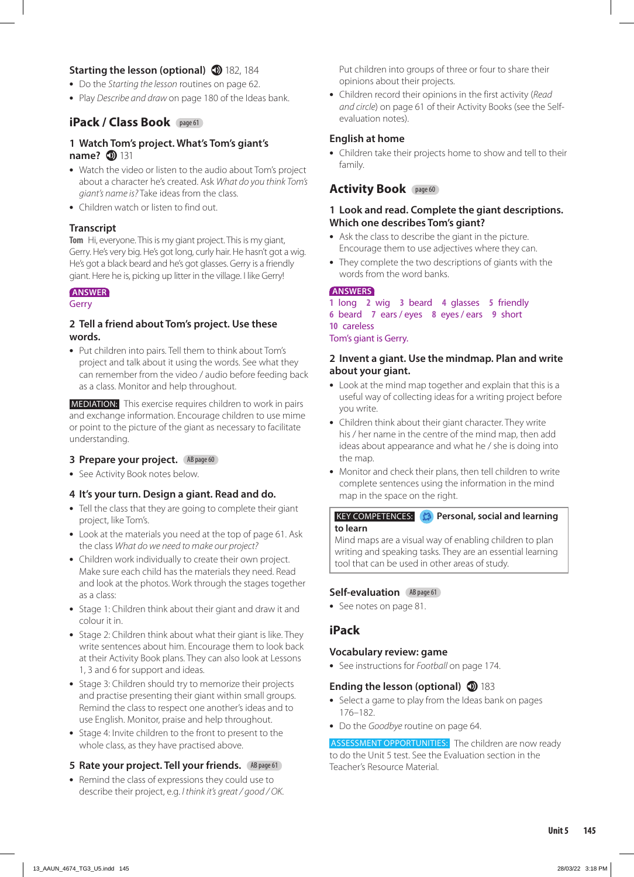### Starting the lesson (optional) 182, 184

- Do the *Starting the lesson* routines on page 62.
- Play *Describe and draw* on page 180 of the Ideas bank.

## iPack / Class Book page 61

### 1 Watch Tom's project. What's Tom's giant's name? 131

- Watch the video or listen to the audio about Tom's project about a character he's created. Ask *What do you think Tom's giant's name is?* Take ideas from the class.
- Children watch or listen to find out.

### Transcript

**Tom** Hi, everyone. This is my giant project. This is my giant, Gerry. He's very big. He's got long, curly hair. He hasn't got a wig. He's got a black beard and he's got glasses. Gerry is a friendly giant. Here he is, picking up litter in the village. I like Gerry!

**ANSWER**
Gerry

### 2 Tell a friend about Tom's project. Use these words.

- Put children into pairs. Tell them to think about Tom's project and talk about it using the words. See what they can remember from the video / audio before feeding back as a class. Monitor and help throughout.

**MEDIATION:** This exercise requires children to work in pairs and exchange information. Encourage children to use mime or point to the picture of the giant as necessary to facilitate understanding.

### 3 Prepare your project. AB page 60

- See Activity Book notes below.

### 4 It's your turn. Design a giant. Read and do.

- Tell the class that they are going to complete their giant project, like Tom's.
- Look at the materials you need at the top of page 61. Ask the class *What do we need to make our project?*
- Children work individually to create their own project. Make sure each child has the materials they need. Read and look at the photos. Work through the stages together as a class:
- Stage 1: Children think about their giant and draw it and colour it in.
- Stage 2: Children think about what their giant is like. They write sentences about him. Encourage them to look back at their Activity Book plans. They can also look at Lessons 1, 3 and 6 for support and ideas.
- Stage 3: Children should try to memorize their projects and practise presenting their giant within small groups. Remind the class to respect one another's ideas and to use English. Monitor, praise and help throughout.
- Stage 4: Invite children to the front to present to the whole class, as they have practised above.

### 5 Rate your project. Tell your friends. AB page 61

- Remind the class of expressions they could use to describe their project, e.g. *I think it's great / good / OK.*
- Put children into groups of three or four to share their opinions about their projects.
- Children record their opinions in the first activity (*Read and circle*) on page 61 of their Activity Books (see the Self-evaluation notes).

### English at home

- Children take their projects home to show and tell to their family.

## Activity Book page 60

### 1 Look and read. Complete the giant descriptions. Which one describes Tom's giant?

- Ask the class to describe the giant in the picture. Encourage them to use adjectives where they can.
- They complete the two descriptions of giants with the words from the word banks.

**ANSWERS**
1 long 2 wig 3 beard 4 glasses 5 friendly
6 beard 7 ears / eyes 8 eyes / ears 9 short
10 careless
Tom's giant is Gerry.

### 2 Invent a giant. Use the mindmap. Plan and write about your giant.

- Look at the mind map together and explain that this is a useful way of collecting ideas for a writing project before you write.
- Children think about their giant character. They write his / her name in the centre of the mind map, then add ideas about appearance and what he / she is doing into the map.
- Monitor and check their plans, then tell children to write complete sentences using the information in the mind map in the space on the right.

**KEY COMPETENCES:** **Personal, social and learning to learn**
Mind maps are a visual way of enabling children to plan writing and speaking tasks. They are an essential learning tool that can be used in other areas of study.

### Self-evaluation AB page 61

- See notes on page 81.

## iPack

### Vocabulary review: game

- See instructions for *Football* on page 174.

### Ending the lesson (optional) 183

- Select a game to play from the Ideas bank on pages 176–182.
- Do the *Goodbye* routine on page 64.

**ASSESSMENT OPPORTUNITIES:** The children are now ready to do the Unit 5 test. See the Evaluation section in the Teacher's Resource Material.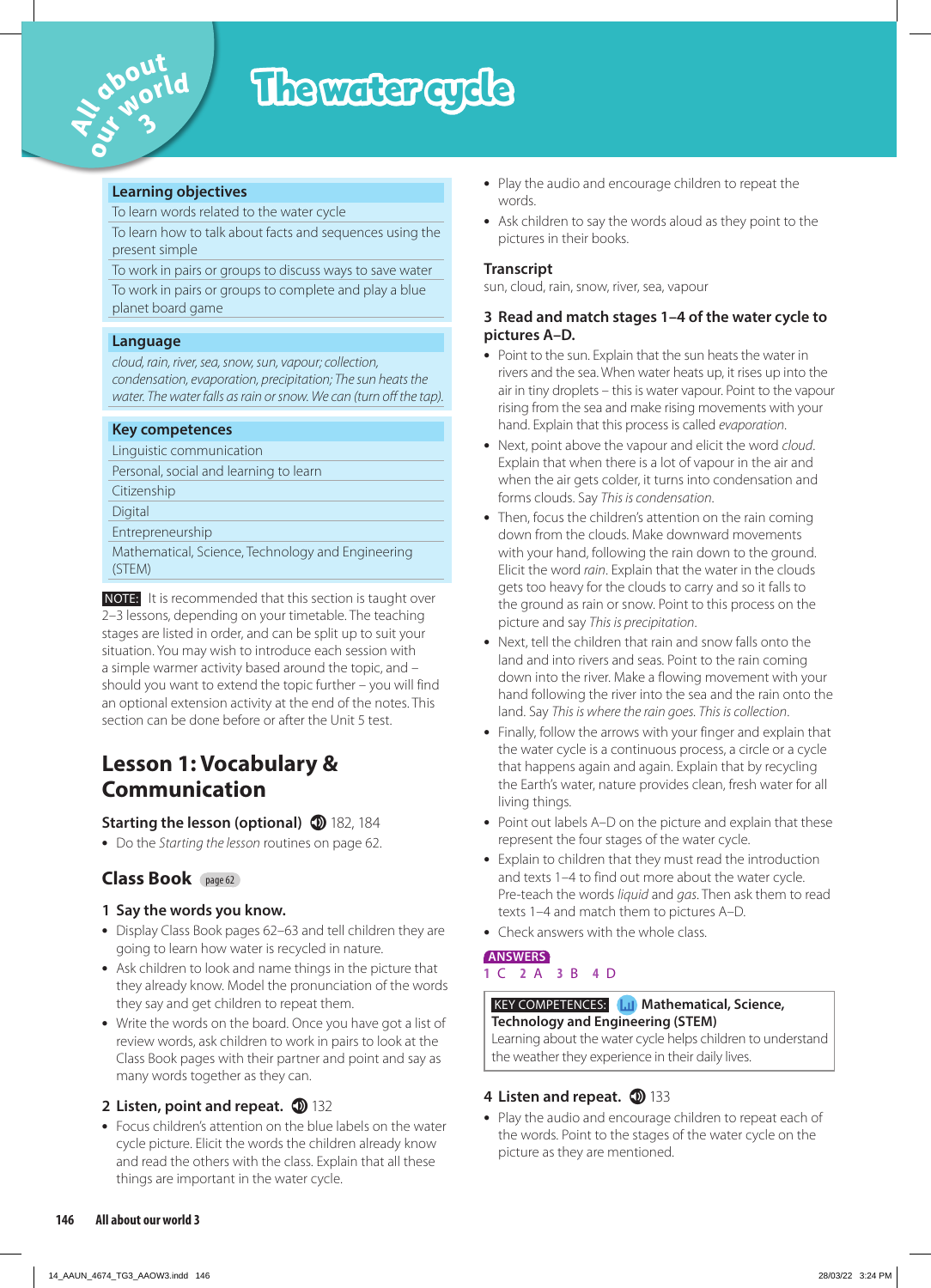# The water cycle

All about our world 3

## Learning objectives

To learn words related to the water cycle

To learn how to talk about facts and sequences using the present simple

To work in pairs or groups to discuss ways to save water

To work in pairs or groups to complete and play a blue planet board game

## Language

*cloud, rain, river, sea, snow, sun, vapour; collection, condensation, evaporation, precipitation; The sun heats the water. The water falls as rain or snow. We can (turn off the tap).*

## Key competences

Linguistic communication

Personal, social and learning to learn

Citizenship

Digital

Entrepreneurship

Mathematical, Science, Technology and Engineering (STEM)

**NOTE:** It is recommended that this section is taught over 2–3 lessons, depending on your timetable. The teaching stages are listed in order, and can be split up to suit your situation. You may wish to introduce each session with a simple warmer activity based around the topic, and – should you want to extend the topic further – you will find an optional extension activity at the end of the notes. This section can be done before or after the Unit 5 test.

# Lesson 1: Vocabulary & Communication

### Starting the lesson (optional) 182, 184

- Do the *Starting the lesson* routines on page 62.

## Class Book page 62

### 1 Say the words you know.

- Display Class Book pages 62–63 and tell children they are going to learn how water is recycled in nature.
- Ask children to look and name things in the picture that they already know. Model the pronunciation of the words they say and get children to repeat them.
- Write the words on the board. Once you have got a list of review words, ask children to work in pairs to look at the Class Book pages with their partner and point and say as many words together as they can.

### 2 Listen, point and repeat. 132

- Focus children's attention on the blue labels on the water cycle picture. Elicit the words the children already know and read the others with the class. Explain that all these things are important in the water cycle.
- Play the audio and encourage children to repeat the words.
- Ask children to say the words aloud as they point to the pictures in their books.

**Transcript**

sun, cloud, rain, snow, river, sea, vapour

### 3 Read and match stages 1–4 of the water cycle to pictures A–D.

- Point to the sun. Explain that the sun heats the water in rivers and the sea. When water heats up, it rises up into the air in tiny droplets – this is water vapour. Point to the vapour rising from the sea and make rising movements with your hand. Explain that this process is called *evaporation*.
- Next, point above the vapour and elicit the word *cloud*. Explain that when there is a lot of vapour in the air and when the air gets colder, it turns into condensation and forms clouds. Say *This is condensation*.
- Then, focus the children's attention on the rain coming down from the clouds. Make downward movements with your hand, following the rain down to the ground. Elicit the word *rain*. Explain that the water in the clouds gets too heavy for the clouds to carry and so it falls to the ground as rain or snow. Point to this process on the picture and say *This is precipitation*.
- Next, tell the children that rain and snow falls onto the land and into rivers and seas. Point to the rain coming down into the river. Make a flowing movement with your hand following the river into the sea and the rain onto the land. Say *This is where the rain goes. This is collection*.
- Finally, follow the arrows with your finger and explain that the water cycle is a continuous process, a circle or a cycle that happens again and again. Explain that by recycling the Earth's water, nature provides clean, fresh water for all living things.
- Point out labels A–D on the picture and explain that these represent the four stages of the water cycle.
- Explain to children that they must read the introduction and texts 1–4 to find out more about the water cycle. Pre-teach the words *liquid* and *gas*. Then ask them to read texts 1–4 and match them to pictures A–D.
- Check answers with the whole class.

**ANSWERS**

1 C 2 A 3 B 4 D

**KEY COMPETENCES: Mathematical, Science, Technology and Engineering (STEM)**
Learning about the water cycle helps children to understand the weather they experience in their daily lives.

### 4 Listen and repeat. 133

- Play the audio and encourage children to repeat each of the words. Point to the stages of the water cycle on the picture as they are mentioned.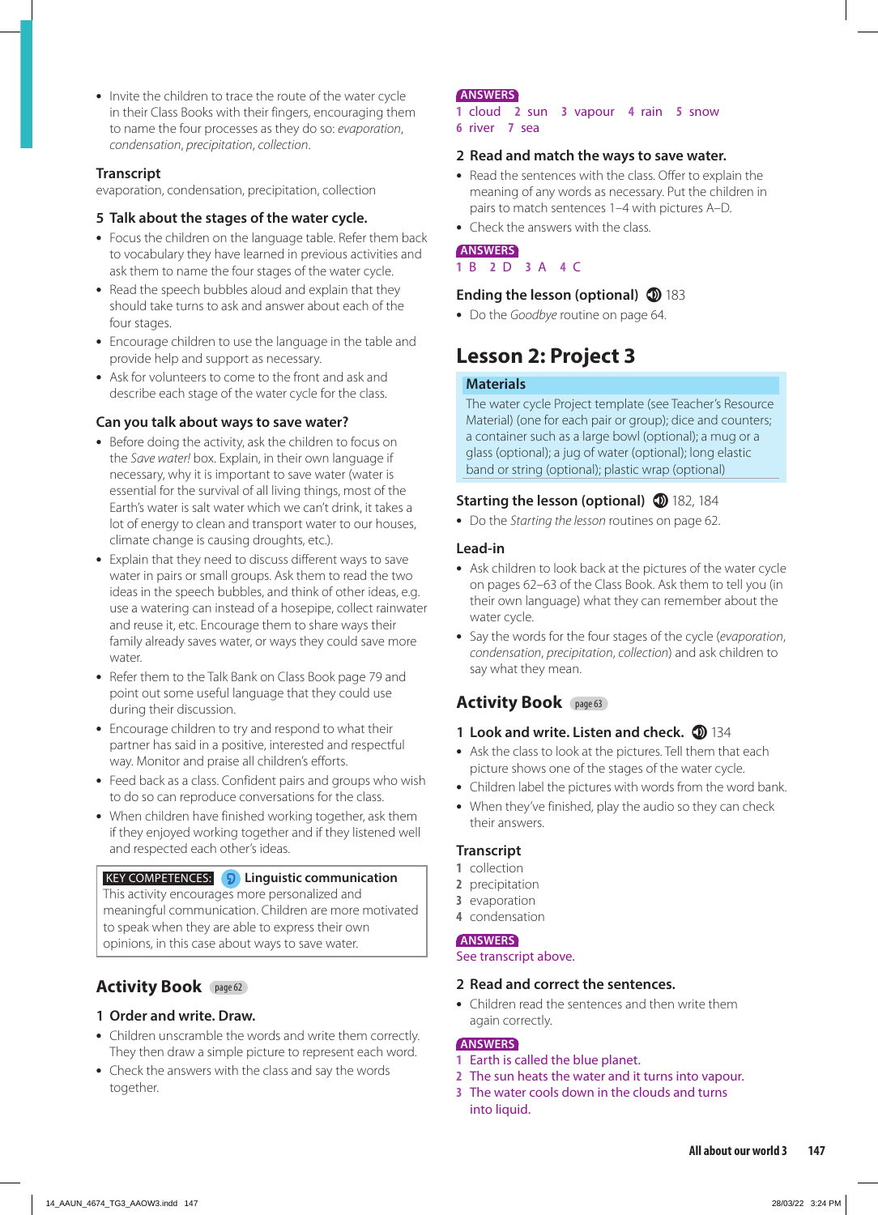- Invite the children to trace the route of the water cycle in their Class Books with their fingers, encouraging them to name the four processes as they do so: *evaporation*, *condensation*, *precipitation*, *collection*.

**Transcript**
evaporation, condensation, precipitation, collection

### 5 Talk about the stages of the water cycle.

- Focus the children on the language table. Refer them back to vocabulary they have learned in previous activities and ask them to name the four stages of the water cycle.
- Read the speech bubbles aloud and explain that they should take turns to ask and answer about each of the four stages.
- Encourage children to use the language in the table and provide help and support as necessary.
- Ask for volunteers to come to the front and ask and describe each stage of the water cycle for the class.

### Can you talk about ways to save water?

- Before doing the activity, ask the children to focus on the *Save water!* box. Explain, in their own language if necessary, why it is important to save water (water is essential for the survival of all living things, most of the Earth's water is salt water which we can't drink, it takes a lot of energy to clean and transport water to our houses, climate change is causing droughts, etc.).
- Explain that they need to discuss different ways to save water in pairs or small groups. Ask them to read the two ideas in the speech bubbles, and think of other ideas, e.g. use a watering can instead of a hosepipe, collect rainwater and reuse it, etc. Encourage them to share ways their family already saves water, or ways they could save more water.
- Refer them to the Talk Bank on Class Book page 79 and point out some useful language that they could use during their discussion.
- Encourage children to try and respond to what their partner has said in a positive, interested and respectful way. Monitor and praise all children's efforts.
- Feed back as a class. Confident pairs and groups who wish to do so can reproduce conversations for the class.
- When children have finished working together, ask them if they enjoyed working together and if they listened well and respected each other's ideas.

> KEY COMPETENCES: **Linguistic communication**
> This activity encourages more personalized and meaningful communication. Children are more motivated to speak when they are able to express their own opinions, in this case about ways to save water.

## Activity Book page 62

### 1 Order and write. Draw.

- Children unscramble the words and write them correctly. They then draw a simple picture to represent each word.
- Check the answers with the class and say the words together.

**ANSWERS**
1 cloud 2 sun 3 vapour 4 rain 5 snow
6 river 7 sea

### 2 Read and match the ways to save water.

- Read the sentences with the class. Offer to explain the meaning of any words as necessary. Put the children in pairs to match sentences 1–4 with pictures A–D.
- Check the answers with the class.

**ANSWERS**
1 B 2 D 3 A 4 C

### Ending the lesson (optional) 183

- Do the *Goodbye* routine on page 64.

# Lesson 2: Project 3

> **Materials**
> The water cycle Project template (see Teacher's Resource Material) (one for each pair or group); dice and counters; a container such as a large bowl (optional); a mug or a glass (optional); a jug of water (optional); long elastic band or string (optional); plastic wrap (optional)

### Starting the lesson (optional) 182, 184

- Do the *Starting the lesson* routines on page 62.

### Lead-in

- Ask children to look back at the pictures of the water cycle on pages 62–63 of the Class Book. Ask them to tell you (in their own language) what they can remember about the water cycle.
- Say the words for the four stages of the cycle (*evaporation*, *condensation*, *precipitation*, *collection*) and ask children to say what they mean.

## Activity Book page 63

### 1 Look and write. Listen and check. 134

- Ask the class to look at the pictures. Tell them that each picture shows one of the stages of the water cycle.
- Children label the pictures with words from the word bank.
- When they've finished, play the audio so they can check their answers.

**Transcript**
1 collection
2 precipitation
3 evaporation
4 condensation

**ANSWERS**
See transcript above.

### 2 Read and correct the sentences.

- Children read the sentences and then write them again correctly.

**ANSWERS**
1 Earth is called the blue planet.
2 The sun heats the water and it turns into vapour.
3 The water cools down in the clouds and turns into liquid.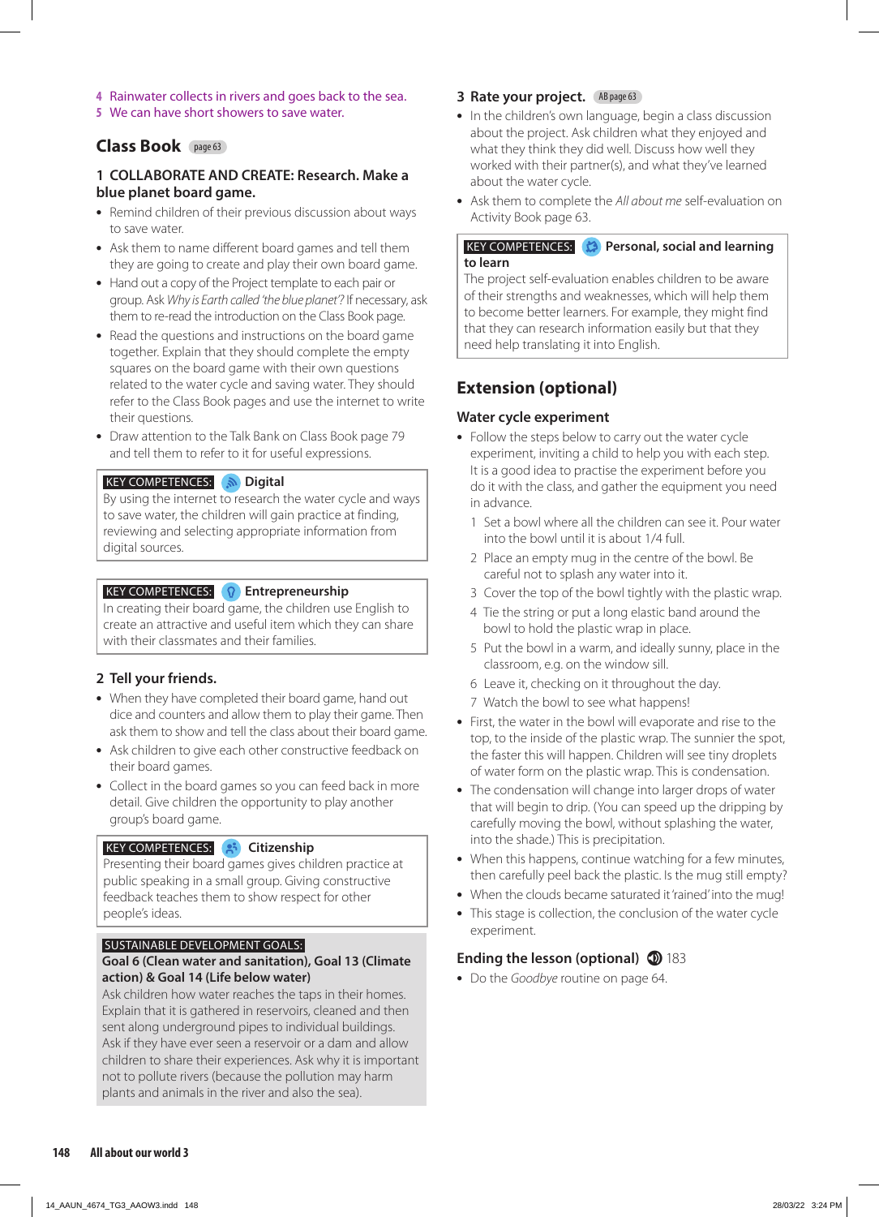4 Rainwater collects in rivers and goes back to the sea.
5 We can have short showers to save water.

## Class Book page 63

### 1 COLLABORATE AND CREATE: Research. Make a blue planet board game.

- Remind children of their previous discussion about ways to save water.
- Ask them to name different board games and tell them they are going to create and play their own board game.
- Hand out a copy of the Project template to each pair or group. Ask *Why is Earth called 'the blue planet'?* If necessary, ask them to re-read the introduction on the Class Book page.
- Read the questions and instructions on the board game together. Explain that they should complete the empty squares on the board game with their own questions related to the water cycle and saving water. They should refer to the Class Book pages and use the internet to write their questions.
- Draw attention to the Talk Bank on Class Book page 79 and tell them to refer to it for useful expressions.

**KEY COMPETENCES: Digital**
By using the internet to research the water cycle and ways to save water, the children will gain practice at finding, reviewing and selecting appropriate information from digital sources.

**KEY COMPETENCES: Entrepreneurship**
In creating their board game, the children use English to create an attractive and useful item which they can share with their classmates and their families.

### 2 Tell your friends.

- When they have completed their board game, hand out dice and counters and allow them to play their game. Then ask them to show and tell the class about their board game.
- Ask children to give each other constructive feedback on their board games.
- Collect in the board games so you can feed back in more detail. Give children the opportunity to play another group's board game.

**KEY COMPETENCES: Citizenship**
Presenting their board games gives children practice at public speaking in a small group. Giving constructive feedback teaches them to show respect for other people's ideas.

**SUSTAINABLE DEVELOPMENT GOALS:**
**Goal 6 (Clean water and sanitation), Goal 13 (Climate action) & Goal 14 (Life below water)**
Ask children how water reaches the taps in their homes. Explain that it is gathered in reservoirs, cleaned and then sent along underground pipes to individual buildings. Ask if they have ever seen a reservoir or a dam and allow children to share their experiences. Ask why it is important not to pollute rivers (because the pollution may harm plants and animals in the river and also the sea).

### 3 Rate your project. AB page 63

- In the children's own language, begin a class discussion about the project. Ask children what they enjoyed and what they think they did well. Discuss how well they worked with their partner(s), and what they've learned about the water cycle.
- Ask them to complete the *All about me* self-evaluation on Activity Book page 63.

**KEY COMPETENCES: Personal, social and learning to learn**
The project self-evaluation enables children to be aware of their strengths and weaknesses, which will help them to become better learners. For example, they might find that they can research information easily but that they need help translating it into English.

## Extension (optional)

### Water cycle experiment

- Follow the steps below to carry out the water cycle experiment, inviting a child to help you with each step. It is a good idea to practise the experiment before you do it with the class, and gather the equipment you need in advance.
  1 Set a bowl where all the children can see it. Pour water into the bowl until it is about 1/4 full.
  2 Place an empty mug in the centre of the bowl. Be careful not to splash any water into it.
  3 Cover the top of the bowl tightly with the plastic wrap.
  4 Tie the string or put a long elastic band around the bowl to hold the plastic wrap in place.
  5 Put the bowl in a warm, and ideally sunny, place in the classroom, e.g. on the window sill.
  6 Leave it, checking on it throughout the day.
  7 Watch the bowl to see what happens!
- First, the water in the bowl will evaporate and rise to the top, to the inside of the plastic wrap. The sunnier the spot, the faster this will happen. Children will see tiny droplets of water form on the plastic wrap. This is condensation.
- The condensation will change into larger drops of water that will begin to drip. (You can speed up the dripping by carefully moving the bowl, without splashing the water, into the shade.) This is precipitation.
- When this happens, continue watching for a few minutes, then carefully peel back the plastic. Is the mug still empty?
- When the clouds became saturated it 'rained' into the mug!
- This stage is collection, the conclusion of the water cycle experiment.

### Ending the lesson (optional) 183

- Do the *Goodbye* routine on page 64.